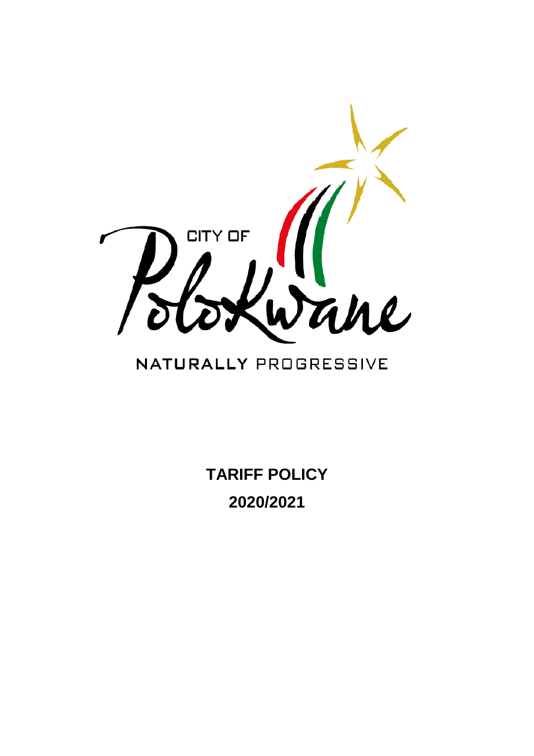CITY OF

Polokwane

NATURALLY PROGRESSIVE

# TARIFF POLICY

# 2020/2021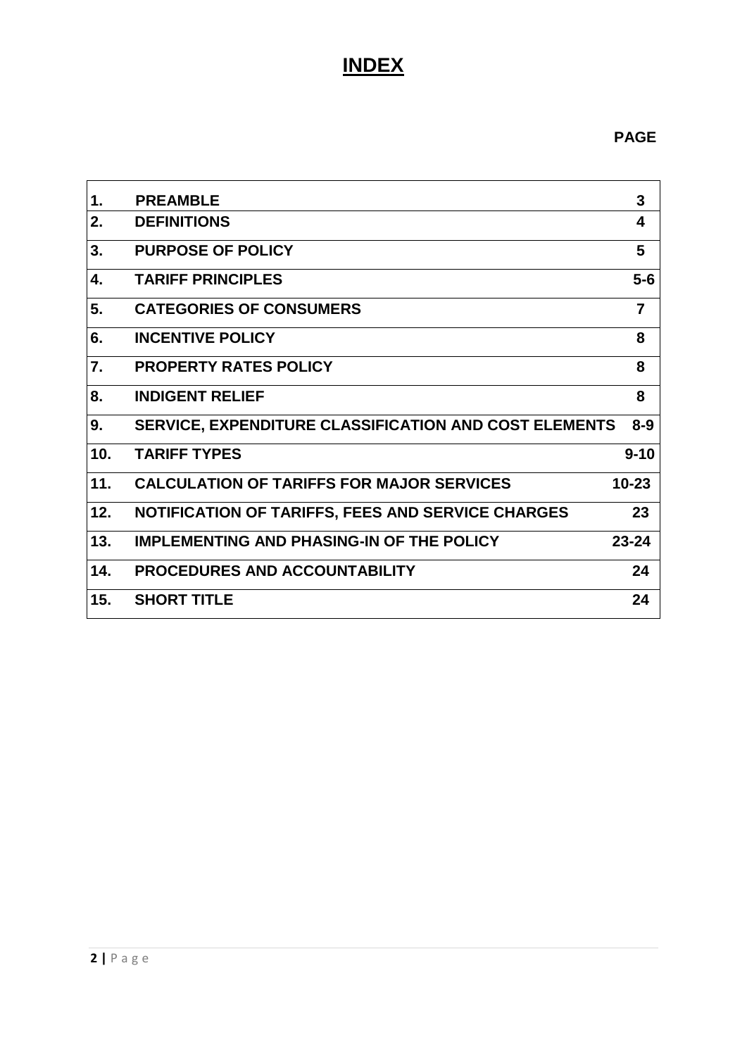# INDEX

| | | PAGE |
|---|---|---|
| 1. | PREAMBLE | 3 |
| 2. | DEFINITIONS | 4 |
| 3. | PURPOSE OF POLICY | 5 |
| 4. | TARIFF PRINCIPLES | 5-6 |
| 5. | CATEGORIES OF CONSUMERS | 7 |
| 6. | INCENTIVE POLICY | 8 |
| 7. | PROPERTY RATES POLICY | 8 |
| 8. | INDIGENT RELIEF | 8 |
| 9. | SERVICE, EXPENDITURE CLASSIFICATION AND COST ELEMENTS | 8-9 |
| 10. | TARIFF TYPES | 9-10 |
| 11. | CALCULATION OF TARIFFS FOR MAJOR SERVICES | 10-23 |
| 12. | NOTIFICATION OF TARIFFS, FEES AND SERVICE CHARGES | 23 |
| 13. | IMPLEMENTING AND PHASING-IN OF THE POLICY | 23-24 |
| 14. | PROCEDURES AND ACCOUNTABILITY | 24 |
| 15. | SHORT TITLE | 24 |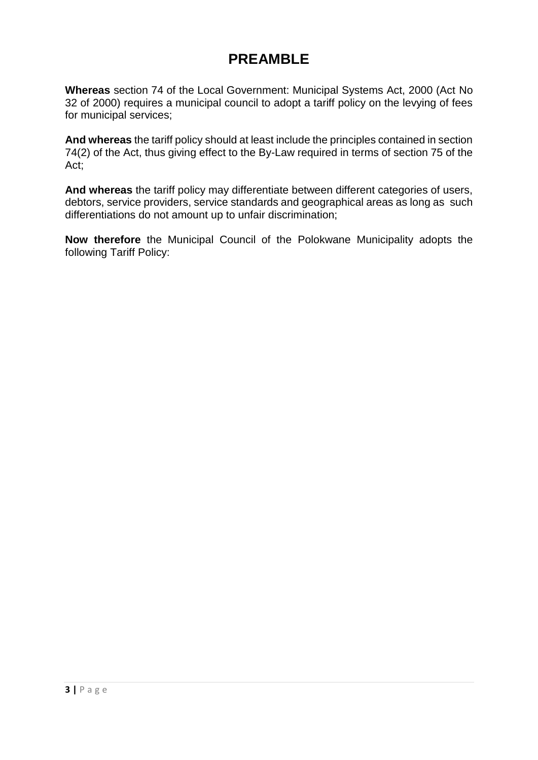# PREAMBLE

**Whereas** section 74 of the Local Government: Municipal Systems Act, 2000 (Act No 32 of 2000) requires a municipal council to adopt a tariff policy on the levying of fees for municipal services;

**And whereas** the tariff policy should at least include the principles contained in section 74(2) of the Act, thus giving effect to the By-Law required in terms of section 75 of the Act;

**And whereas** the tariff policy may differentiate between different categories of users, debtors, service providers, service standards and geographical areas as long as such differentiations do not amount up to unfair discrimination;

**Now therefore** the Municipal Council of the Polokwane Municipality adopts the following Tariff Policy: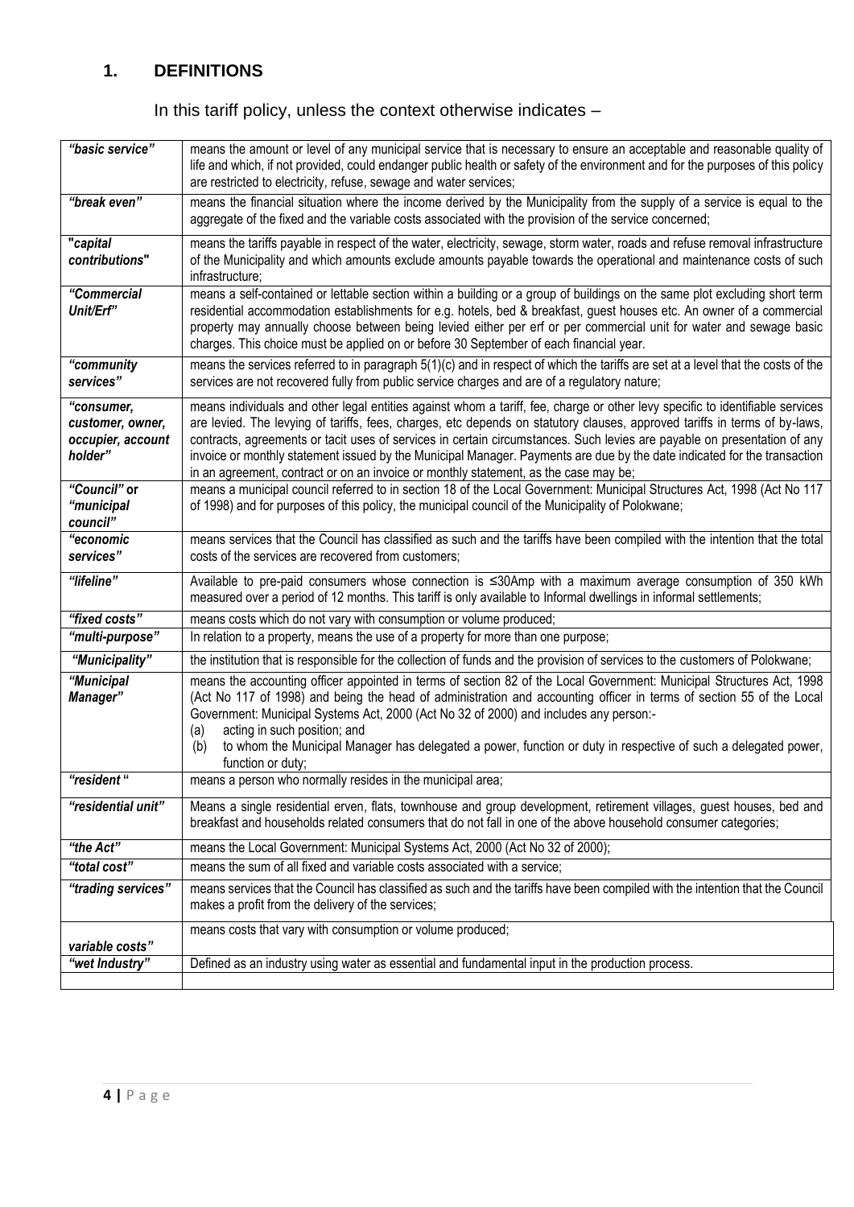## 1. DEFINITIONS

In this tariff policy, unless the context otherwise indicates –

| Term | Definition |
|---|---|
| *"basic service"* | means the amount or level of any municipal service that is necessary to ensure an acceptable and reasonable quality of life and which, if not provided, could endanger public health or safety of the environment and for the purposes of this policy are restricted to electricity, refuse, sewage and water services; |
| *"break even"* | means the financial situation where the income derived by the Municipality from the supply of a service is equal to the aggregate of the fixed and the variable costs associated with the provision of the service concerned; |
| **"*capital contributions*"** | means the tariffs payable in respect of the water, electricity, sewage, storm water, roads and refuse removal infrastructure of the Municipality and which amounts exclude amounts payable towards the operational and maintenance costs of such infrastructure; |
| *"Commercial Unit/Erf"* | means a self-contained or lettable section within a building or a group of buildings on the same plot excluding short term residential accommodation establishments for e.g. hotels, bed & breakfast, guest houses etc. An owner of a commercial property may annually choose between being levied either per erf or per commercial unit for water and sewage basic charges. This choice must be applied on or before 30 September of each financial year. |
| *"community services"* | means the services referred to in paragraph 5(1)(c) and in respect of which the tariffs are set at a level that the costs of the services are not recovered fully from public service charges and are of a regulatory nature; |
| *"consumer, customer, owner, occupier, account holder"* | means individuals and other legal entities against whom a tariff, fee, charge or other levy specific to identifiable services are levied. The levying of tariffs, fees, charges, etc depends on statutory clauses, approved tariffs in terms of by-laws, contracts, agreements or tacit uses of services in certain circumstances. Such levies are payable on presentation of any invoice or monthly statement issued by the Municipal Manager. Payments are due by the date indicated for the transaction in an agreement, contract or on an invoice or monthly statement, as the case may be; |
| *"Council"* or *"municipal council"* | means a municipal council referred to in section 18 of the Local Government: Municipal Structures Act, 1998 (Act No 117 of 1998) and for purposes of this policy, the municipal council of the Municipality of Polokwane; |
| *"economic services"* | means services that the Council has classified as such and the tariffs have been compiled with the intention that the total costs of the services are recovered from customers; |
| *"lifeline"* | Available to pre-paid consumers whose connection is ≤30Amp with a maximum average consumption of 350 kWh measured over a period of 12 months. This tariff is only available to Informal dwellings in informal settlements; |
| *"fixed costs"* | means costs which do not vary with consumption or volume produced; |
| *"multi-purpose"* | In relation to a property, means the use of a property for more than one purpose; |
| *"Municipality"* | the institution that is responsible for the collection of funds and the provision of services to the customers of Polokwane; |
| *"Municipal Manager"* | means the accounting officer appointed in terms of section 82 of the Local Government: Municipal Structures Act, 1998 (Act No 117 of 1998) and being the head of administration and accounting officer in terms of section 55 of the Local Government: Municipal Systems Act, 2000 (Act No 32 of 2000) and includes any person:- (a) acting in such position; and (b) to whom the Municipal Manager has delegated a power, function or duty in respective of such a delegated power, function or duty; |
| *"resident "* | means a person who normally resides in the municipal area; |
| *"residential unit"* | Means a single residential erven, flats, townhouse and group development, retirement villages, guest houses, bed and breakfast and households related consumers that do not fall in one of the above household consumer categories; |
| *"the Act"* | means the Local Government: Municipal Systems Act, 2000 (Act No 32 of 2000); |
| *"total cost"* | means the sum of all fixed and variable costs associated with a service; |
| *"trading services"* | means services that the Council has classified as such and the tariffs have been compiled with the intention that the Council makes a profit from the delivery of the services; |
| *variable costs"* | means costs that vary with consumption or volume produced; |
| *"wet Industry"* | Defined as an industry using water as essential and fundamental input in the production process. |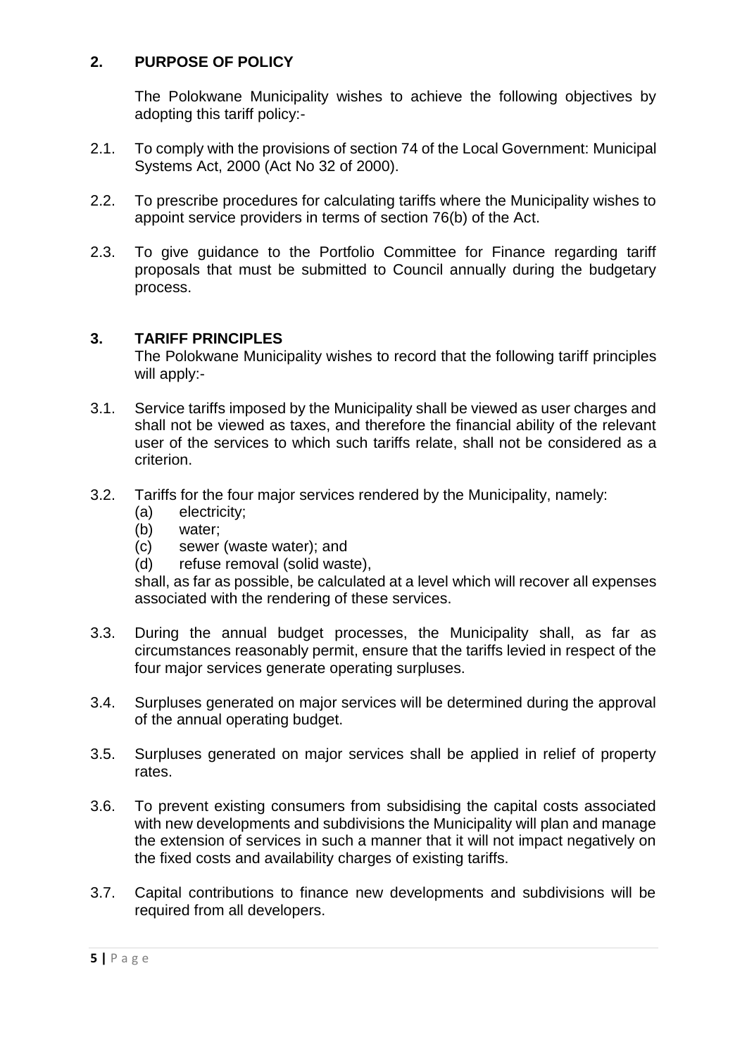## 2. PURPOSE OF POLICY

The Polokwane Municipality wishes to achieve the following objectives by adopting this tariff policy:-

2.1. To comply with the provisions of section 74 of the Local Government: Municipal Systems Act, 2000 (Act No 32 of 2000).

2.2. To prescribe procedures for calculating tariffs where the Municipality wishes to appoint service providers in terms of section 76(b) of the Act.

2.3. To give guidance to the Portfolio Committee for Finance regarding tariff proposals that must be submitted to Council annually during the budgetary process.

## 3. TARIFF PRINCIPLES

The Polokwane Municipality wishes to record that the following tariff principles will apply:-

3.1. Service tariffs imposed by the Municipality shall be viewed as user charges and shall not be viewed as taxes, and therefore the financial ability of the relevant user of the services to which such tariffs relate, shall not be considered as a criterion.

3.2. Tariffs for the four major services rendered by the Municipality, namely:

(a) electricity;
(b) water;
(c) sewer (waste water); and
(d) refuse removal (solid waste),

shall, as far as possible, be calculated at a level which will recover all expenses associated with the rendering of these services.

3.3. During the annual budget processes, the Municipality shall, as far as circumstances reasonably permit, ensure that the tariffs levied in respect of the four major services generate operating surpluses.

3.4. Surpluses generated on major services will be determined during the approval of the annual operating budget.

3.5. Surpluses generated on major services shall be applied in relief of property rates.

3.6. To prevent existing consumers from subsidising the capital costs associated with new developments and subdivisions the Municipality will plan and manage the extension of services in such a manner that it will not impact negatively on the fixed costs and availability charges of existing tariffs.

3.7. Capital contributions to finance new developments and subdivisions will be required from all developers.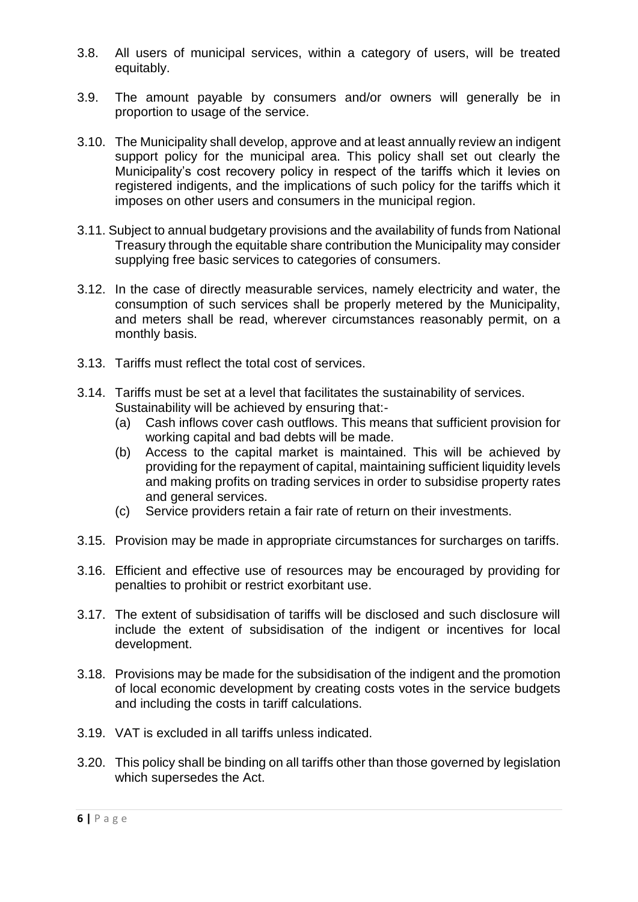3.8. All users of municipal services, within a category of users, will be treated equitably.

3.9. The amount payable by consumers and/or owners will generally be in proportion to usage of the service.

3.10. The Municipality shall develop, approve and at least annually review an indigent support policy for the municipal area. This policy shall set out clearly the Municipality's cost recovery policy in respect of the tariffs which it levies on registered indigents, and the implications of such policy for the tariffs which it imposes on other users and consumers in the municipal region.

3.11. Subject to annual budgetary provisions and the availability of funds from National Treasury through the equitable share contribution the Municipality may consider supplying free basic services to categories of consumers.

3.12. In the case of directly measurable services, namely electricity and water, the consumption of such services shall be properly metered by the Municipality, and meters shall be read, wherever circumstances reasonably permit, on a monthly basis.

3.13. Tariffs must reflect the total cost of services.

3.14. Tariffs must be set at a level that facilitates the sustainability of services. Sustainability will be achieved by ensuring that:-

(a) Cash inflows cover cash outflows. This means that sufficient provision for working capital and bad debts will be made.

(b) Access to the capital market is maintained. This will be achieved by providing for the repayment of capital, maintaining sufficient liquidity levels and making profits on trading services in order to subsidise property rates and general services.

(c) Service providers retain a fair rate of return on their investments.

3.15. Provision may be made in appropriate circumstances for surcharges on tariffs.

3.16. Efficient and effective use of resources may be encouraged by providing for penalties to prohibit or restrict exorbitant use.

3.17. The extent of subsidisation of tariffs will be disclosed and such disclosure will include the extent of subsidisation of the indigent or incentives for local development.

3.18. Provisions may be made for the subsidisation of the indigent and the promotion of local economic development by creating costs votes in the service budgets and including the costs in tariff calculations.

3.19. VAT is excluded in all tariffs unless indicated.

3.20. This policy shall be binding on all tariffs other than those governed by legislation which supersedes the Act.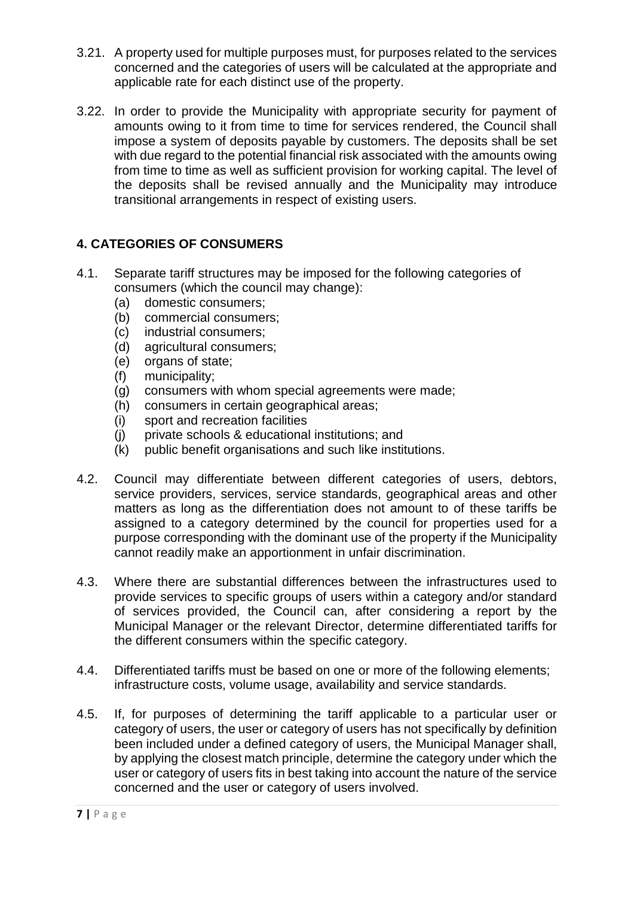3.21. A property used for multiple purposes must, for purposes related to the services concerned and the categories of users will be calculated at the appropriate and applicable rate for each distinct use of the property.

3.22. In order to provide the Municipality with appropriate security for payment of amounts owing to it from time to time for services rendered, the Council shall impose a system of deposits payable by customers. The deposits shall be set with due regard to the potential financial risk associated with the amounts owing from time to time as well as sufficient provision for working capital. The level of the deposits shall be revised annually and the Municipality may introduce transitional arrangements in respect of existing users.

## 4. CATEGORIES OF CONSUMERS

4.1. Separate tariff structures may be imposed for the following categories of consumers (which the council may change):
   (a) domestic consumers;
   (b) commercial consumers;
   (c) industrial consumers;
   (d) agricultural consumers;
   (e) organs of state;
   (f) municipality;
   (g) consumers with whom special agreements were made;
   (h) consumers in certain geographical areas;
   (i) sport and recreation facilities
   (j) private schools & educational institutions; and
   (k) public benefit organisations and such like institutions.

4.2. Council may differentiate between different categories of users, debtors, service providers, services, service standards, geographical areas and other matters as long as the differentiation does not amount to of these tariffs be assigned to a category determined by the council for properties used for a purpose corresponding with the dominant use of the property if the Municipality cannot readily make an apportionment in unfair discrimination.

4.3. Where there are substantial differences between the infrastructures used to provide services to specific groups of users within a category and/or standard of services provided, the Council can, after considering a report by the Municipal Manager or the relevant Director, determine differentiated tariffs for the different consumers within the specific category.

4.4. Differentiated tariffs must be based on one or more of the following elements; infrastructure costs, volume usage, availability and service standards.

4.5. If, for purposes of determining the tariff applicable to a particular user or category of users, the user or category of users has not specifically by definition been included under a defined category of users, the Municipal Manager shall, by applying the closest match principle, determine the category under which the user or category of users fits in best taking into account the nature of the service concerned and the user or category of users involved.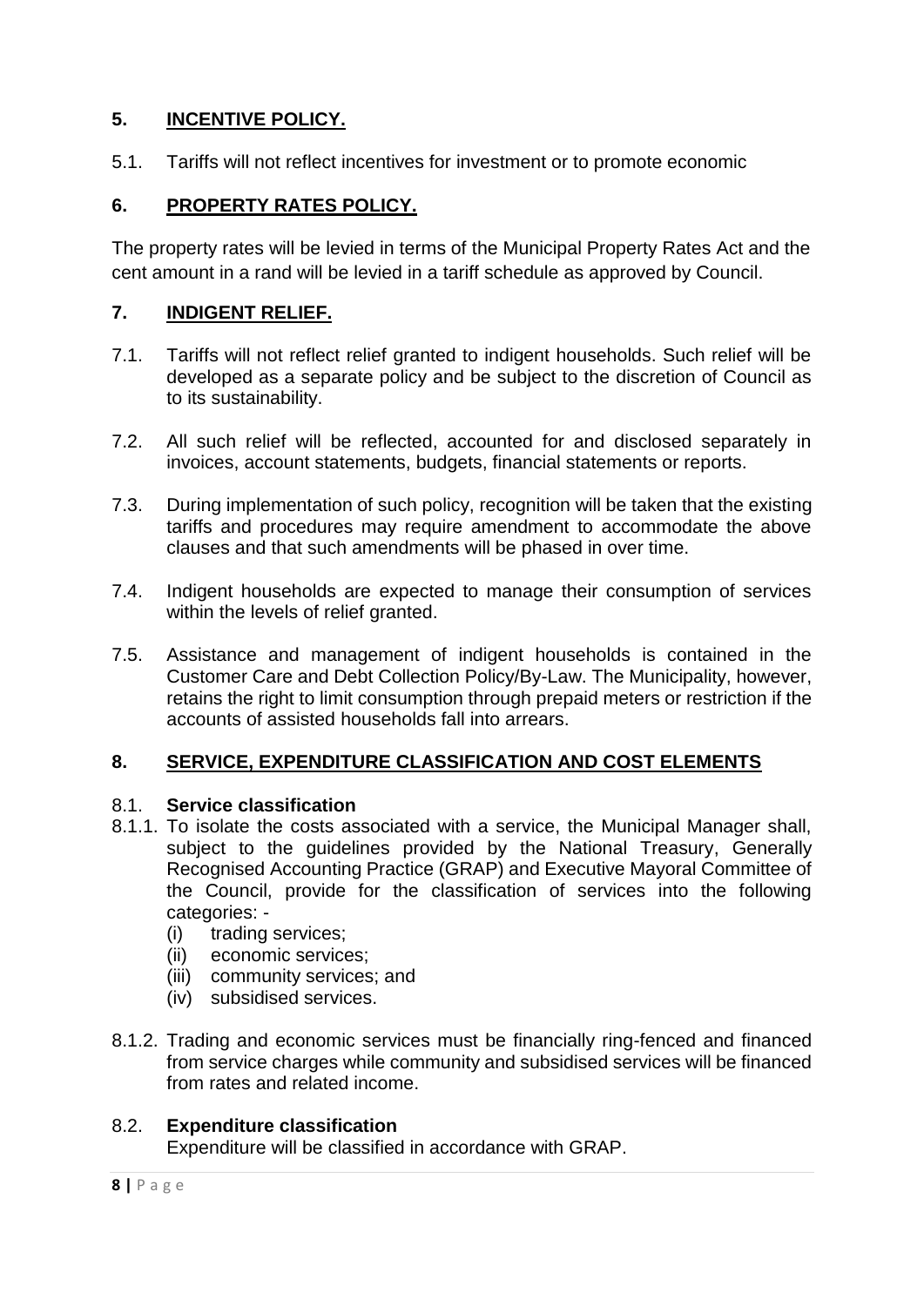## 5. INCENTIVE POLICY.

5.1. Tariffs will not reflect incentives for investment or to promote economic

## 6. PROPERTY RATES POLICY.

The property rates will be levied in terms of the Municipal Property Rates Act and the cent amount in a rand will be levied in a tariff schedule as approved by Council.

## 7. INDIGENT RELIEF.

7.1. Tariffs will not reflect relief granted to indigent households. Such relief will be developed as a separate policy and be subject to the discretion of Council as to its sustainability.

7.2. All such relief will be reflected, accounted for and disclosed separately in invoices, account statements, budgets, financial statements or reports.

7.3. During implementation of such policy, recognition will be taken that the existing tariffs and procedures may require amendment to accommodate the above clauses and that such amendments will be phased in over time.

7.4. Indigent households are expected to manage their consumption of services within the levels of relief granted.

7.5. Assistance and management of indigent households is contained in the Customer Care and Debt Collection Policy/By-Law. The Municipality, however, retains the right to limit consumption through prepaid meters or restriction if the accounts of assisted households fall into arrears.

## 8. SERVICE, EXPENDITURE CLASSIFICATION AND COST ELEMENTS

8.1. **Service classification**

8.1.1. To isolate the costs associated with a service, the Municipal Manager shall, subject to the guidelines provided by the National Treasury, Generally Recognised Accounting Practice (GRAP) and Executive Mayoral Committee of the Council, provide for the classification of services into the following categories: -

(i) trading services;
(ii) economic services;
(iii) community services; and
(iv) subsidised services.

8.1.2. Trading and economic services must be financially ring-fenced and financed from service charges while community and subsidised services will be financed from rates and related income.

8.2. **Expenditure classification**

Expenditure will be classified in accordance with GRAP.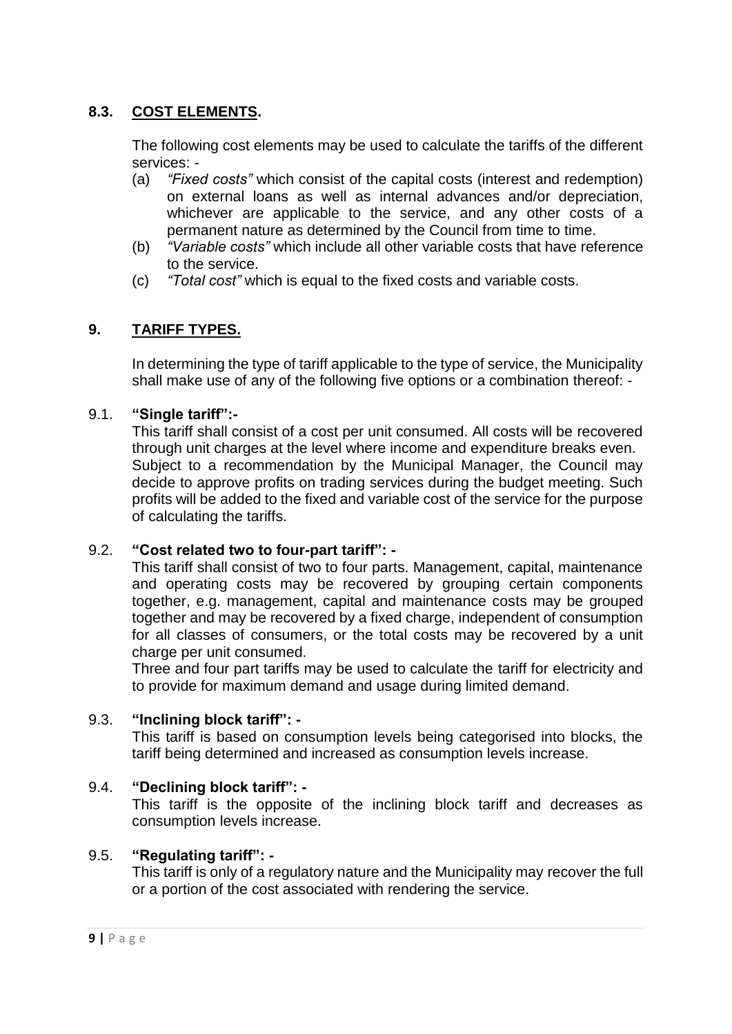## 8.3. COST ELEMENTS.

The following cost elements may be used to calculate the tariffs of the different services: -

(a) *"Fixed costs"* which consist of the capital costs (interest and redemption) on external loans as well as internal advances and/or depreciation, whichever are applicable to the service, and any other costs of a permanent nature as determined by the Council from time to time.

(b) *"Variable costs"* which include all other variable costs that have reference to the service.

(c) *"Total cost"* which is equal to the fixed costs and variable costs.

# 9. TARIFF TYPES.

In determining the type of tariff applicable to the type of service, the Municipality shall make use of any of the following five options or a combination thereof: -

### 9.1. "Single tariff":-

This tariff shall consist of a cost per unit consumed. All costs will be recovered through unit charges at the level where income and expenditure breaks even. Subject to a recommendation by the Municipal Manager, the Council may decide to approve profits on trading services during the budget meeting. Such profits will be added to the fixed and variable cost of the service for the purpose of calculating the tariffs.

### 9.2. "Cost related two to four-part tariff": -

This tariff shall consist of two to four parts. Management, capital, maintenance and operating costs may be recovered by grouping certain components together, e.g. management, capital and maintenance costs may be grouped together and may be recovered by a fixed charge, independent of consumption for all classes of consumers, or the total costs may be recovered by a unit charge per unit consumed.

Three and four part tariffs may be used to calculate the tariff for electricity and to provide for maximum demand and usage during limited demand.

### 9.3. "Inclining block tariff": -

This tariff is based on consumption levels being categorised into blocks, the tariff being determined and increased as consumption levels increase.

### 9.4. "Declining block tariff": -

This tariff is the opposite of the inclining block tariff and decreases as consumption levels increase.

### 9.5. "Regulating tariff": -

This tariff is only of a regulatory nature and the Municipality may recover the full or a portion of the cost associated with rendering the service.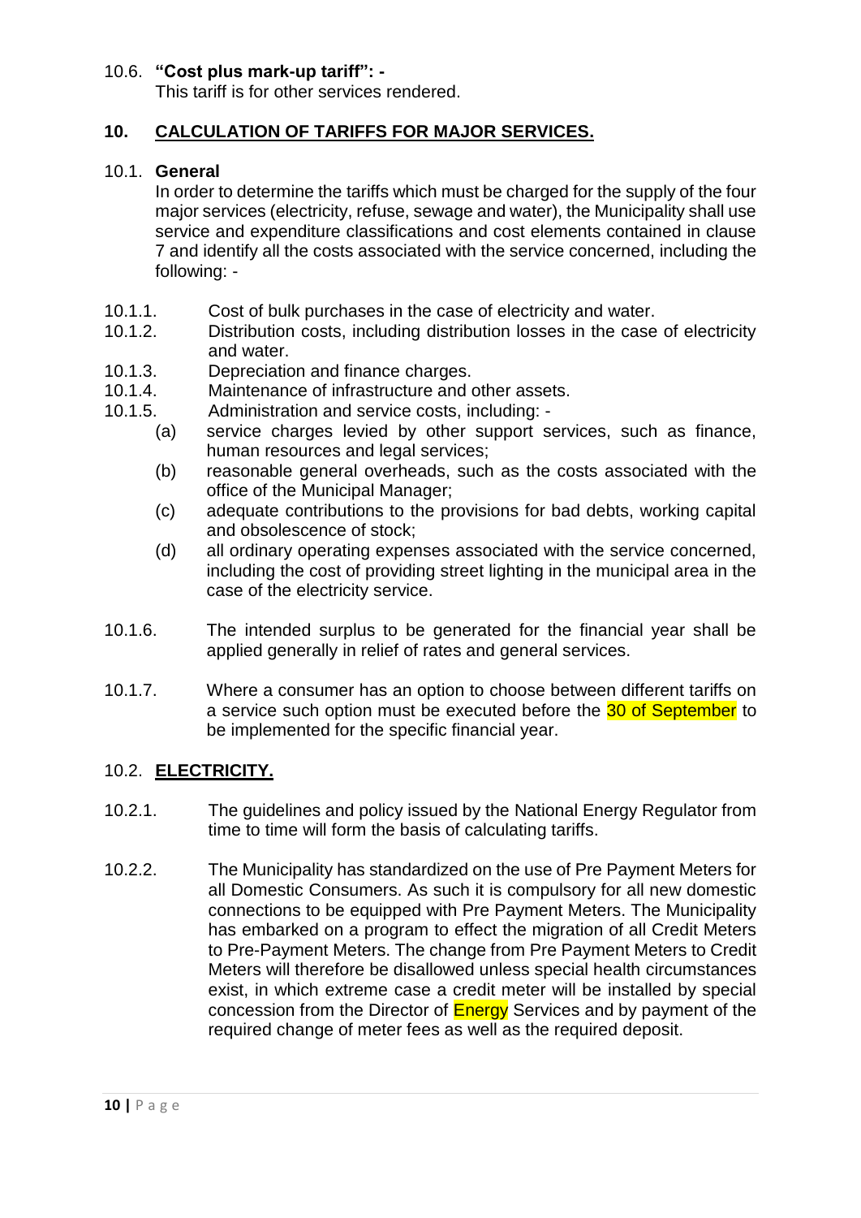10.6. **"Cost plus mark-up tariff": -**

This tariff is for other services rendered.

## 10. CALCULATION OF TARIFFS FOR MAJOR SERVICES.

### 10.1. General

In order to determine the tariffs which must be charged for the supply of the four major services (electricity, refuse, sewage and water), the Municipality shall use service and expenditure classifications and cost elements contained in clause 7 and identify all the costs associated with the service concerned, including the following: -

10.1.1. Cost of bulk purchases in the case of electricity and water.

10.1.2. Distribution costs, including distribution losses in the case of electricity and water.

10.1.3. Depreciation and finance charges.

10.1.4. Maintenance of infrastructure and other assets.

10.1.5. Administration and service costs, including: -

(a) service charges levied by other support services, such as finance, human resources and legal services;

(b) reasonable general overheads, such as the costs associated with the office of the Municipal Manager;

(c) adequate contributions to the provisions for bad debts, working capital and obsolescence of stock;

(d) all ordinary operating expenses associated with the service concerned, including the cost of providing street lighting in the municipal area in the case of the electricity service.

10.1.6. The intended surplus to be generated for the financial year shall be applied generally in relief of rates and general services.

10.1.7. Where a consumer has an option to choose between different tariffs on a service such option must be executed before the 30 of September to be implemented for the specific financial year.

### 10.2. ELECTRICITY.

10.2.1. The guidelines and policy issued by the National Energy Regulator from time to time will form the basis of calculating tariffs.

10.2.2. The Municipality has standardized on the use of Pre Payment Meters for all Domestic Consumers. As such it is compulsory for all new domestic connections to be equipped with Pre Payment Meters. The Municipality has embarked on a program to effect the migration of all Credit Meters to Pre-Payment Meters. The change from Pre Payment Meters to Credit Meters will therefore be disallowed unless special health circumstances exist, in which extreme case a credit meter will be installed by special concession from the Director of Energy Services and by payment of the required change of meter fees as well as the required deposit.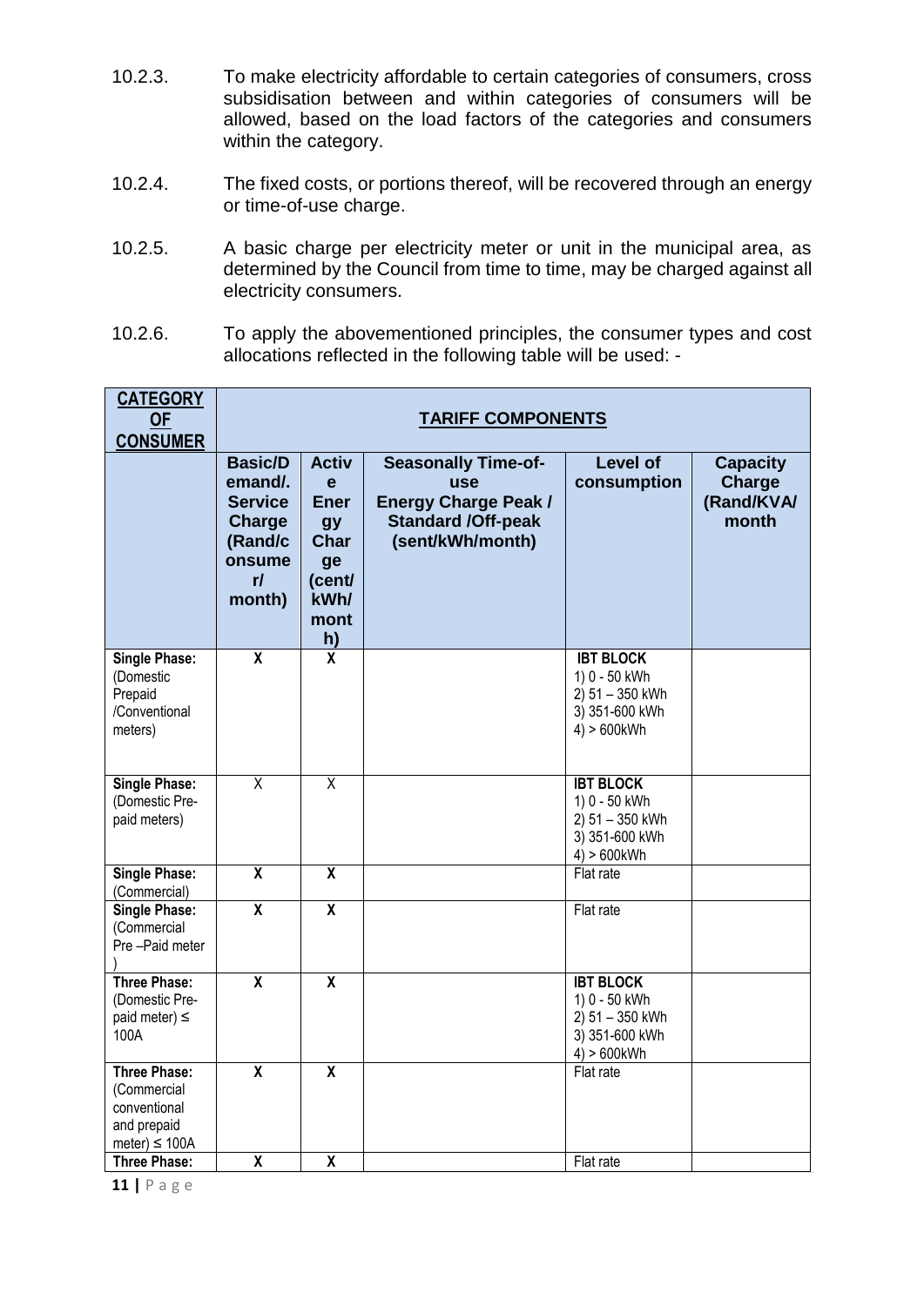10.2.3. To make electricity affordable to certain categories of consumers, cross subsidisation between and within categories of consumers will be allowed, based on the load factors of the categories and consumers within the category.

10.2.4. The fixed costs, or portions thereof, will be recovered through an energy or time-of-use charge.

10.2.5. A basic charge per electricity meter or unit in the municipal area, as determined by the Council from time to time, may be charged against all electricity consumers.

10.2.6. To apply the abovementioned principles, the consumer types and cost allocations reflected in the following table will be used: -

| **CATEGORY OF CONSUMER** | **TARIFF COMPONENTS** | | | | |
|---|---|---|---|---|---|
| | **Basic/Demand/. Service Charge (Rand/consumer/ month)** | **Active Energy Charge (cent/ kWh/ month)** | **Seasonally Time-of-use Energy Charge Peak / Standard /Off-peak (sent/kWh/month)** | **Level of consumption** | **Capacity Charge (Rand/KVA/ month** |
| **Single Phase:** (Domestic Prepaid /Conventional meters) | X | X | | **IBT BLOCK** 1) 0 - 50 kWh 2) 51 – 350 kWh 3) 351-600 kWh 4) > 600kWh | |
| **Single Phase:** (Domestic Pre-paid meters) | X | X | | **IBT BLOCK** 1) 0 - 50 kWh 2) 51 – 350 kWh 3) 351-600 kWh 4) > 600kWh | |
| **Single Phase:** (Commercial) | X | X | | Flat rate | |
| **Single Phase:** (Commercial Pre –Paid meter ) | X | X | | Flat rate | |
| **Three Phase:** (Domestic Pre-paid meter) ≤ 100A | X | X | | **IBT BLOCK** 1) 0 - 50 kWh 2) 51 – 350 kWh 3) 351-600 kWh 4) > 600kWh | |
| **Three Phase:** (Commercial conventional and prepaid meter) ≤ 100A | X | X | | Flat rate | |
| **Three Phase:** | X | X | | Flat rate | |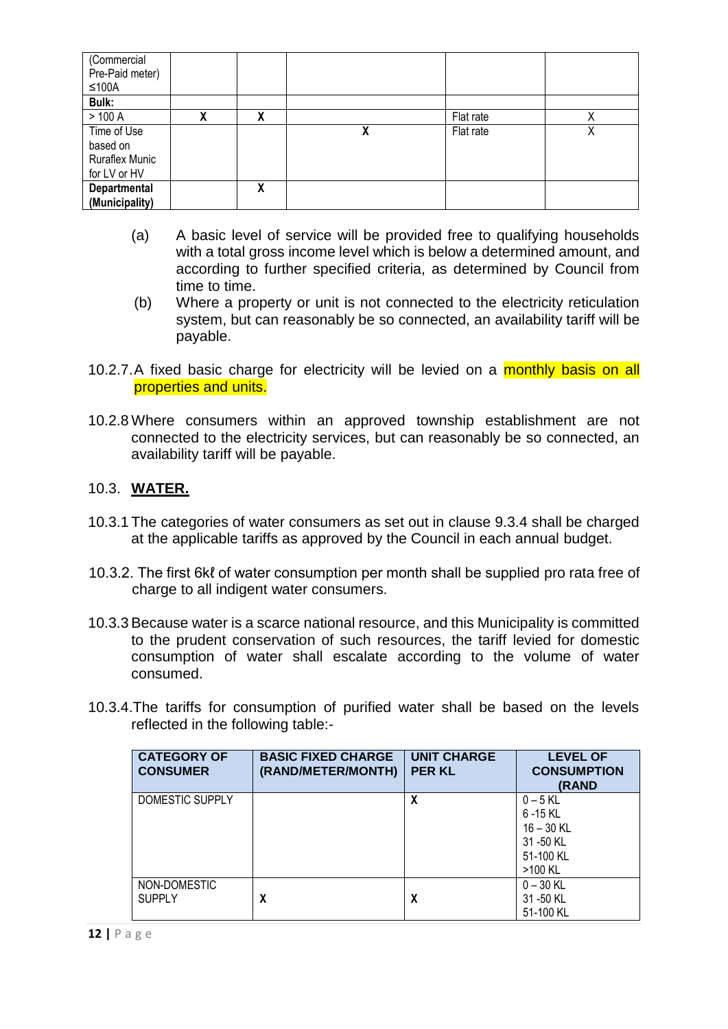| | | | | | |
|---|---|---|---|---|---|
| (Commercial Pre-Paid meter) ≤100A | | | | | |
| **Bulk:** | | | | | |
| > 100 A | X | X | | Flat rate | X |
| Time of Use based on Ruraflex Munic for LV or HV | | | X | Flat rate | X |
| **Departmental (Municipality)** | | X | | | |

(a) A basic level of service will be provided free to qualifying households with a total gross income level which is below a determined amount, and according to further specified criteria, as determined by Council from time to time.

(b) Where a property or unit is not connected to the electricity reticulation system, but can reasonably be so connected, an availability tariff will be payable.

10.2.7. A fixed basic charge for electricity will be levied on a monthly basis on all properties and units.

10.2.8 Where consumers within an approved township establishment are not connected to the electricity services, but can reasonably be so connected, an availability tariff will be payable.

## 10.3. **WATER.**

10.3.1 The categories of water consumers as set out in clause 9.3.4 shall be charged at the applicable tariffs as approved by the Council in each annual budget.

10.3.2. The first 6kℓ of water consumption per month shall be supplied pro rata free of charge to all indigent water consumers.

10.3.3 Because water is a scarce national resource, and this Municipality is committed to the prudent conservation of such resources, the tariff levied for domestic consumption of water shall escalate according to the volume of water consumed.

10.3.4. The tariffs for consumption of purified water shall be based on the levels reflected in the following table:-

| CATEGORY OF CONSUMER | BASIC FIXED CHARGE (RAND/METER/MONTH) | UNIT CHARGE PER KL | LEVEL OF CONSUMPTION (RAND |
|---|---|---|---|
| DOMESTIC SUPPLY | | X | 0 – 5 KL<br>6 -15 KL<br>16 – 30 KL<br>31 -50 KL<br>51-100 KL<br>>100 KL |
| NON-DOMESTIC SUPPLY | X | X | 0 – 30 KL<br>31 -50 KL<br>51-100 KL |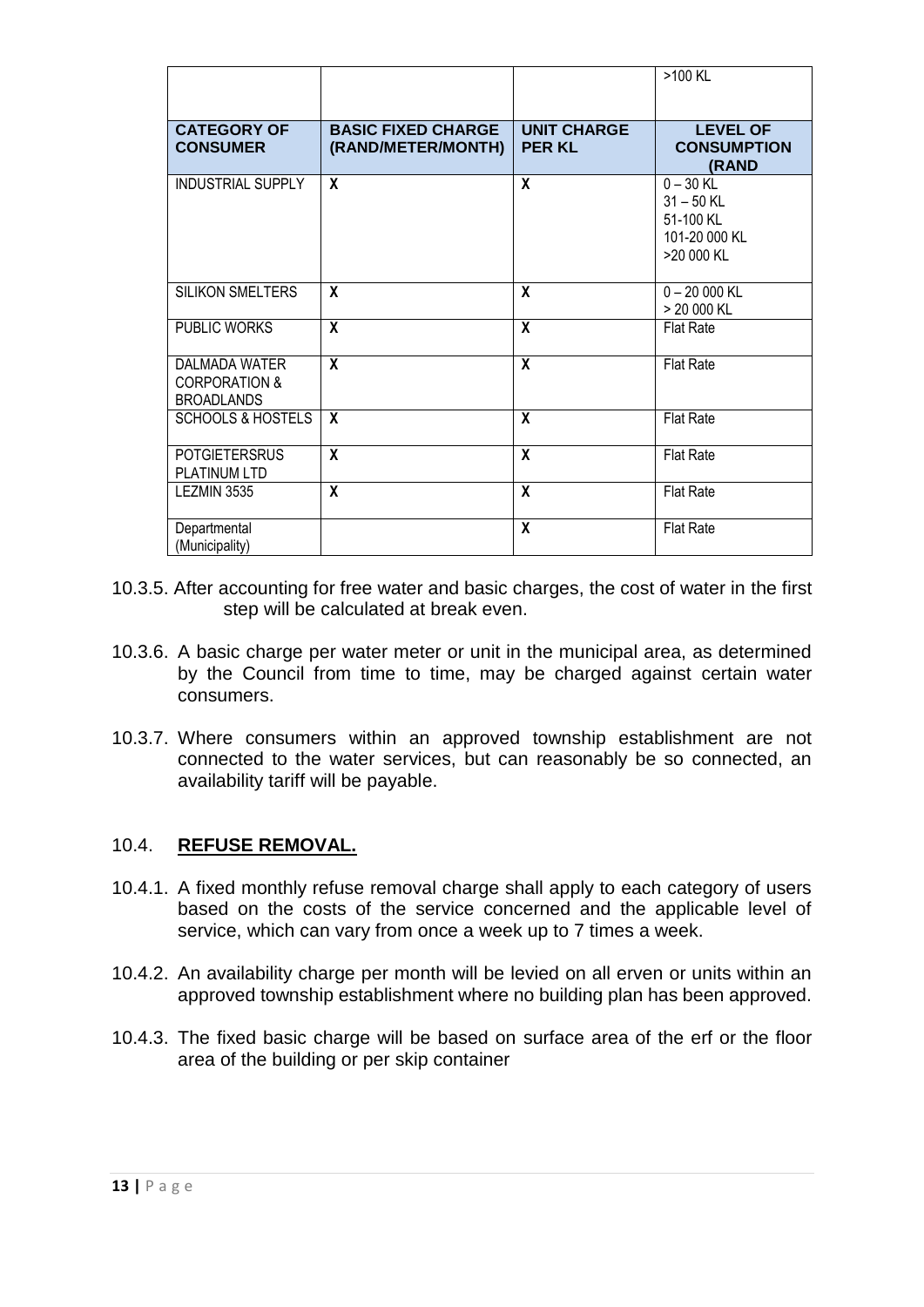|  |  |  | >100 KL |
|---|---|---|---|
| **CATEGORY OF CONSUMER** | **BASIC FIXED CHARGE (RAND/METER/MONTH)** | **UNIT CHARGE PER KL** | **LEVEL OF CONSUMPTION (RAND** |
| INDUSTRIAL SUPPLY | **X** | **X** | 0 – 30 KL<br>31 – 50 KL<br>51-100 KL<br>101-20 000 KL<br>>20 000 KL |
| SILIKON SMELTERS | **X** | **X** | 0 – 20 000 KL<br>> 20 000 KL |
| PUBLIC WORKS | **X** | **X** | Flat Rate |
| DALMADA WATER CORPORATION & BROADLANDS | **X** | **X** | Flat Rate |
| SCHOOLS & HOSTELS | **X** | **X** | Flat Rate |
| POTGIETERSRUS PLATINUM LTD | **X** | **X** | Flat Rate |
| LEZMIN 3535 | **X** | **X** | Flat Rate |
| Departmental (Municipality) |  | **X** | Flat Rate |

10.3.5. After accounting for free water and basic charges, the cost of water in the first step will be calculated at break even.

10.3.6. A basic charge per water meter or unit in the municipal area, as determined by the Council from time to time, may be charged against certain water consumers.

10.3.7. Where consumers within an approved township establishment are not connected to the water services, but can reasonably be so connected, an availability tariff will be payable.

## 10.4. **REFUSE REMOVAL.**

10.4.1. A fixed monthly refuse removal charge shall apply to each category of users based on the costs of the service concerned and the applicable level of service, which can vary from once a week up to 7 times a week.

10.4.2. An availability charge per month will be levied on all erven or units within an approved township establishment where no building plan has been approved.

10.4.3. The fixed basic charge will be based on surface area of the erf or the floor area of the building or per skip container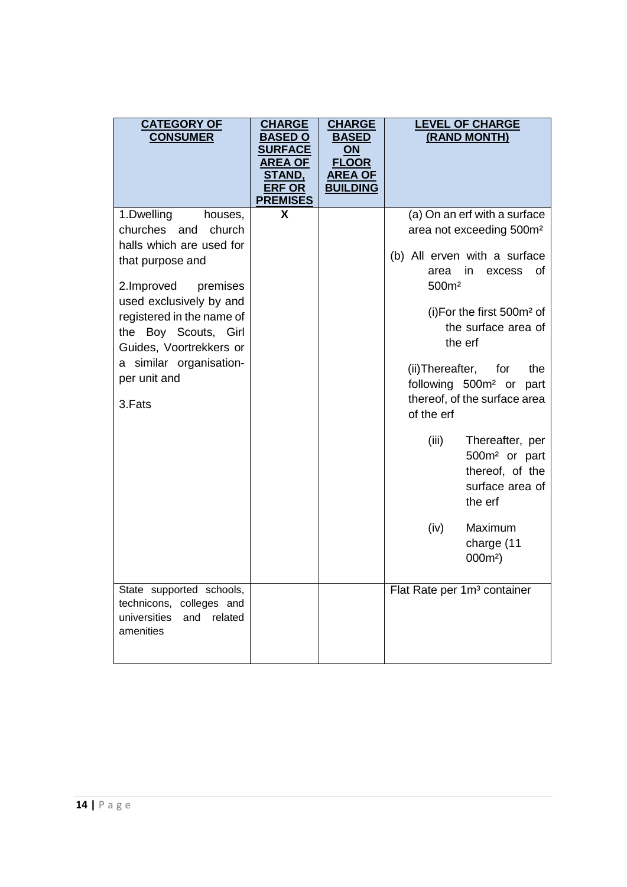| CATEGORY OF CONSUMER | CHARGE BASED O SURFACE AREA OF STAND, ERF OR PREMISES | CHARGE BASED ON FLOOR AREA OF BUILDING | LEVEL OF CHARGE (RAND MONTH) |
|---|---|---|---|
| 1.Dwelling houses, churches and church halls which are used for that purpose and<br><br>2.Improved premises used exclusively by and registered in the name of the Boy Scouts, Girl Guides, Voortrekkers or a similar organisation-per unit and<br><br>3.Fats | X | | (a) On an erf with a surface area not exceeding 500m²<br><br>(b) All erven with a surface area in excess of 500m²<br><br>(i)For the first 500m² of the surface area of the erf<br><br>(ii)Thereafter, for the following 500m² or part thereof, of the surface area of the erf<br><br>(iii) Thereafter, per 500m² or part thereof, of the surface area of the erf<br><br>(iv) Maximum charge (11 000m²) |
| State supported schools, technicons, colleges and universities and related amenities | | | Flat Rate per 1m³ container |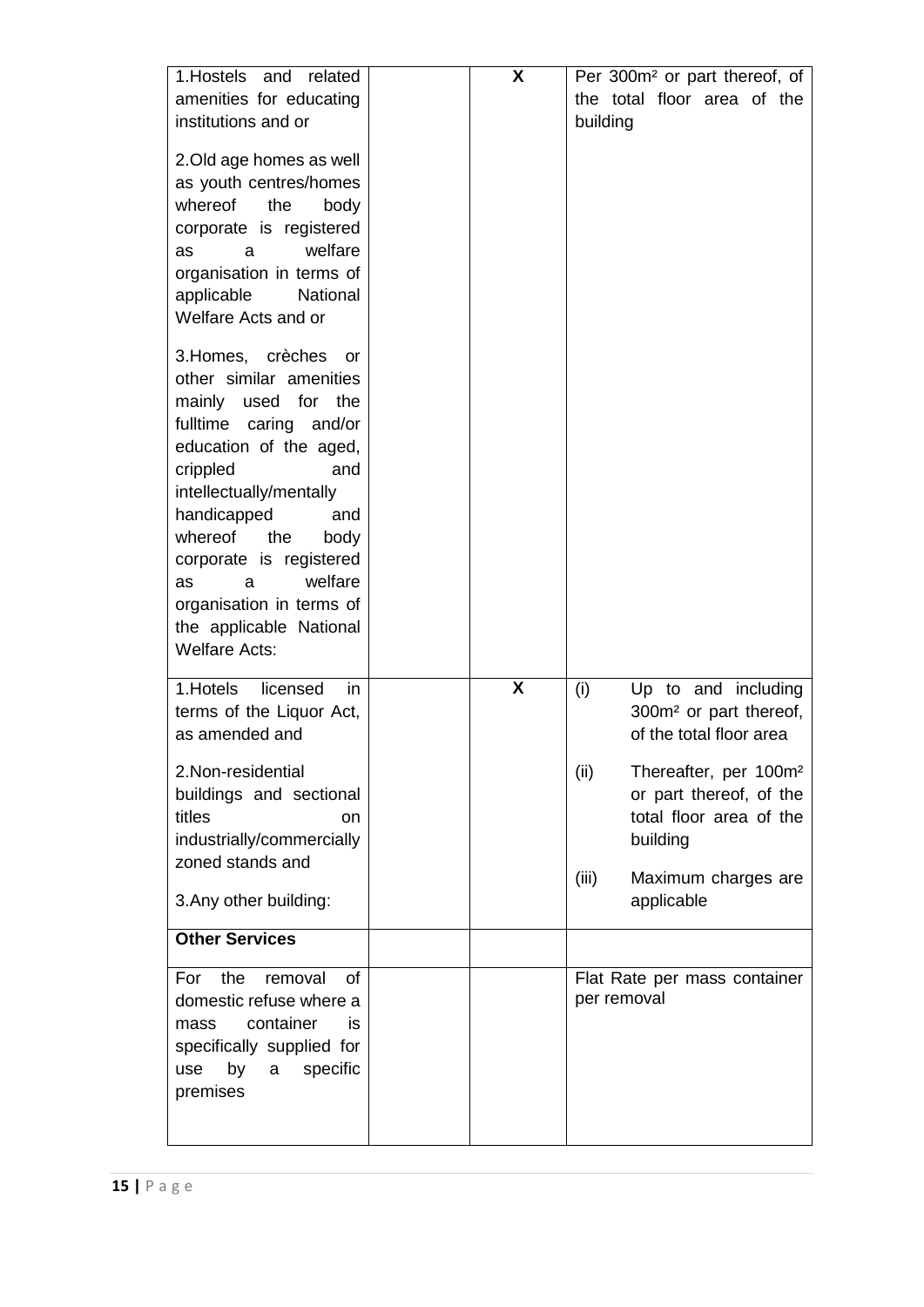| | | | |
|---|---|---|---|
| 1.Hostels and related amenities for educating institutions and or<br><br>2.Old age homes as well as youth centres/homes whereof the body corporate is registered as a welfare organisation in terms of applicable National Welfare Acts and or<br><br>3.Homes, crèches or other similar amenities mainly used for the fulltime caring and/or education of the aged, crippled and intellectually/mentally handicapped and whereof the body corporate is registered as a welfare organisation in terms of the applicable National Welfare Acts: | | X | Per 300m² or part thereof, of the total floor area of the building |
| 1.Hotels licensed in terms of the Liquor Act, as amended and<br><br>2.Non-residential buildings and sectional titles on industrially/commercially zoned stands and<br><br>3.Any other building: | | X | (i) Up to and including 300m² or part thereof, of the total floor area<br><br>(ii) Thereafter, per 100m² or part thereof, of the total floor area of the building<br><br>(iii) Maximum charges are applicable |
| **Other Services** | | | |
| For the removal of domestic refuse where a mass container is specifically supplied for use by a specific premises | | | Flat Rate per mass container per removal |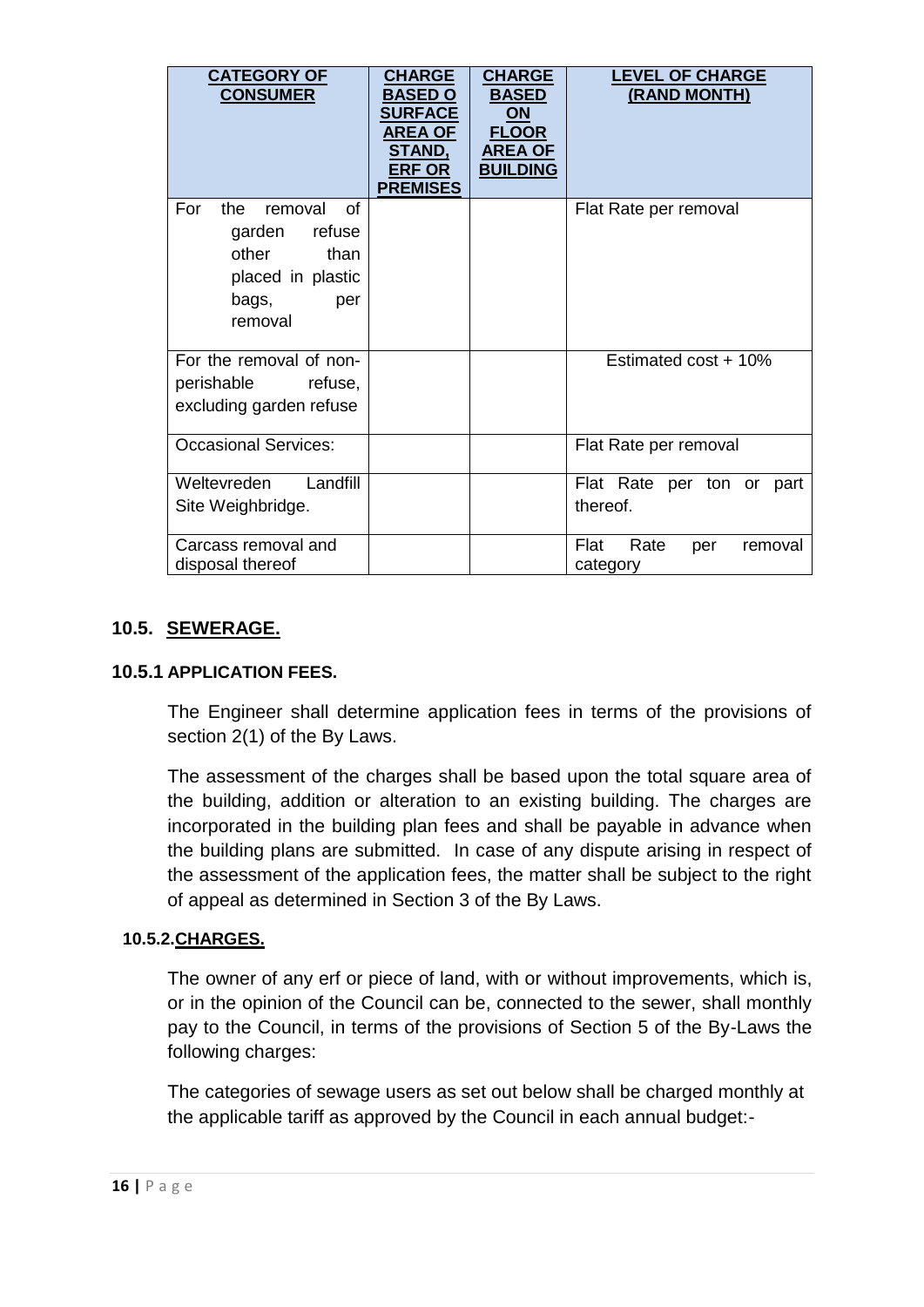| CATEGORY OF CONSUMER | CHARGE BASED O SURFACE AREA OF STAND, ERF OR PREMISES | CHARGE BASED ON FLOOR AREA OF BUILDING | LEVEL OF CHARGE (RAND MONTH) |
|---|---|---|---|
| For the removal of garden refuse other than placed in plastic bags, per removal | | | Flat Rate per removal |
| For the removal of non-perishable refuse, excluding garden refuse | | | Estimated cost + 10% |
| Occasional Services: | | | Flat Rate per removal |
| Weltevreden Landfill Site Weighbridge. | | | Flat Rate per ton or part thereof. |
| Carcass removal and disposal thereof | | | Flat Rate per removal category |

## 10.5. SEWERAGE.

### 10.5.1 APPLICATION FEES.

The Engineer shall determine application fees in terms of the provisions of section 2(1) of the By Laws.

The assessment of the charges shall be based upon the total square area of the building, addition or alteration to an existing building. The charges are incorporated in the building plan fees and shall be payable in advance when the building plans are submitted. In case of any dispute arising in respect of the assessment of the application fees, the matter shall be subject to the right of appeal as determined in Section 3 of the By Laws.

### 10.5.2. CHARGES.

The owner of any erf or piece of land, with or without improvements, which is, or in the opinion of the Council can be, connected to the sewer, shall monthly pay to the Council, in terms of the provisions of Section 5 of the By-Laws the following charges:

The categories of sewage users as set out below shall be charged monthly at the applicable tariff as approved by the Council in each annual budget:-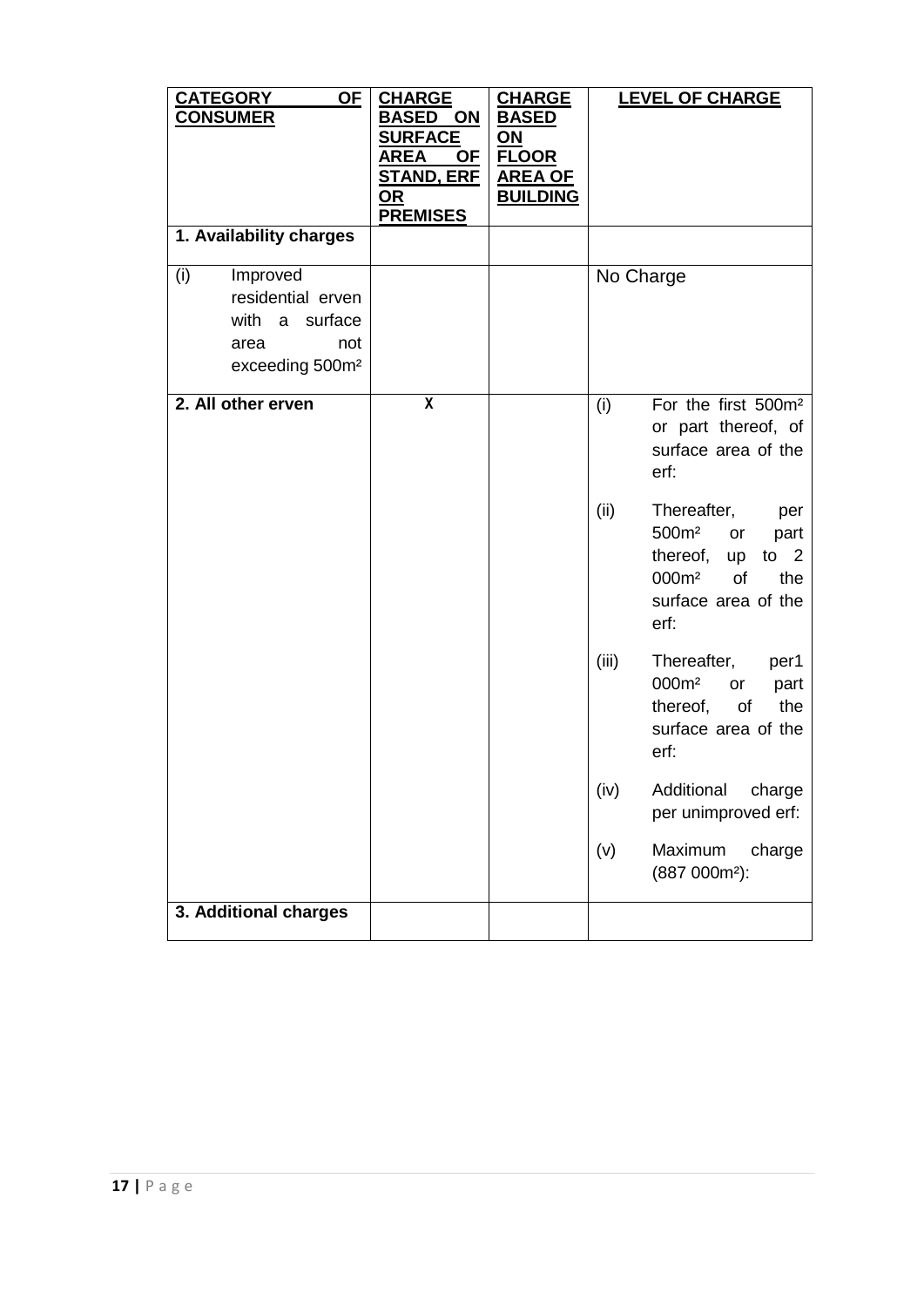| CATEGORY OF CONSUMER | CHARGE BASED ON SURFACE AREA OF STAND, ERF OR PREMISES | CHARGE BASED ON FLOOR AREA OF BUILDING | LEVEL OF CHARGE |
|---|---|---|---|
| **1. Availability charges** | | | |
| (i) Improved residential erven with a surface area not exceeding 500m² | | | No Charge |
| **2. All other erven** | X | | (i) For the first 500m² or part thereof, of surface area of the erf:<br><br>(ii) Thereafter, per 500m² or part thereof, up to 2 000m² of the surface area of the erf:<br><br>(iii) Thereafter, per1 000m² or part thereof, of the surface area of the erf:<br><br>(iv) Additional charge per unimproved erf:<br><br>(v) Maximum charge (887 000m²): |
| **3. Additional charges** | | | |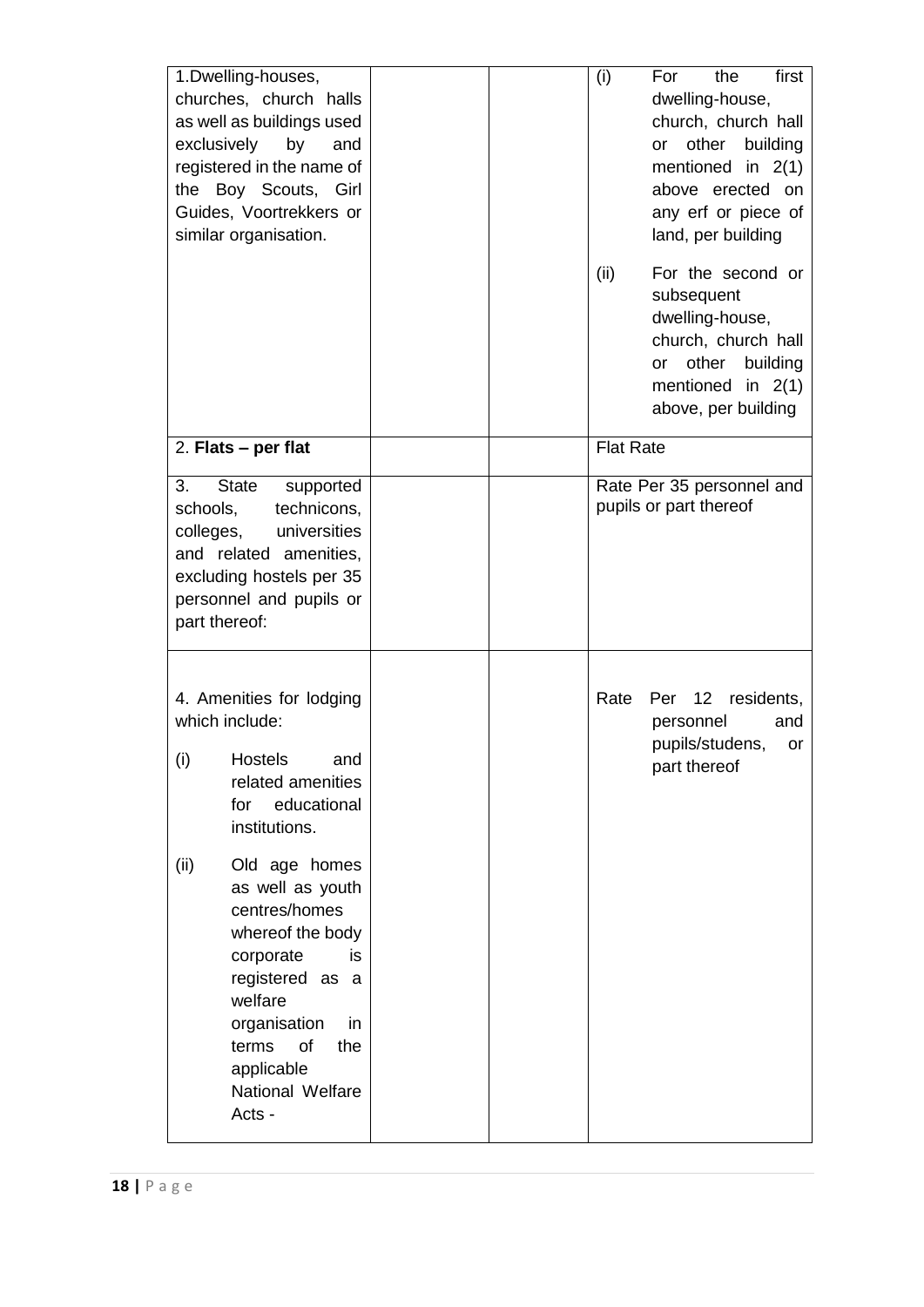| | | | |
|---|---|---|---|
| 1.Dwelling-houses, churches, church halls as well as buildings used exclusively by and registered in the name of the Boy Scouts, Girl Guides, Voortrekkers or similar organisation. | | | (i) For the first dwelling-house, church, church hall or other building mentioned in 2(1) above erected on any erf or piece of land, per building<br><br>(ii) For the second or subsequent dwelling-house, church, church hall or other building mentioned in 2(1) above, per building |
| 2. **Flats – per flat** | | | Flat Rate |
| 3. State supported schools, technicons, colleges, universities and related amenities, excluding hostels per 35 personnel and pupils or part thereof: | | | Rate Per 35 personnel and pupils or part thereof |
| 4. Amenities for lodging which include:<br><br>(i) Hostels and related amenities for educational institutions.<br><br>(ii) Old age homes as well as youth centres/homes whereof the body corporate is registered as a welfare organisation in terms of the applicable National Welfare Acts - | | | Rate Per 12 residents, personnel and pupils/studens, or part thereof |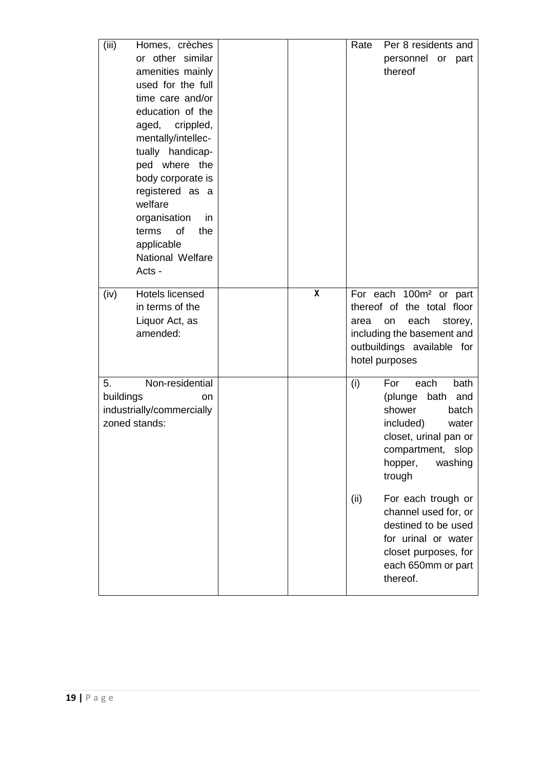| | | | |
|---|---|---|---|
| (iii) Homes, crèches or other similar amenities mainly used for the full time care and/or education of the aged, crippled, mentally/intellectually handicapped where the body corporate is registered as a welfare organisation in terms of the applicable National Welfare Acts - | | | Rate Per 8 residents and personnel or part thereof |
| (iv) Hotels licensed in terms of the Liquor Act, as amended: | | X | For each 100m² or part thereof of the total floor area on each storey, including the basement and outbuildings available for hotel purposes |
| 5. Non-residential buildings on industrially/commercially zoned stands: | | | (i) For each bath (plunge bath and shower batch included) water closet, urinal pan or compartment, slop hopper, washing trough<br><br>(ii) For each trough or channel used for, or destined to be used for urinal or water closet purposes, for each 650mm or part thereof. |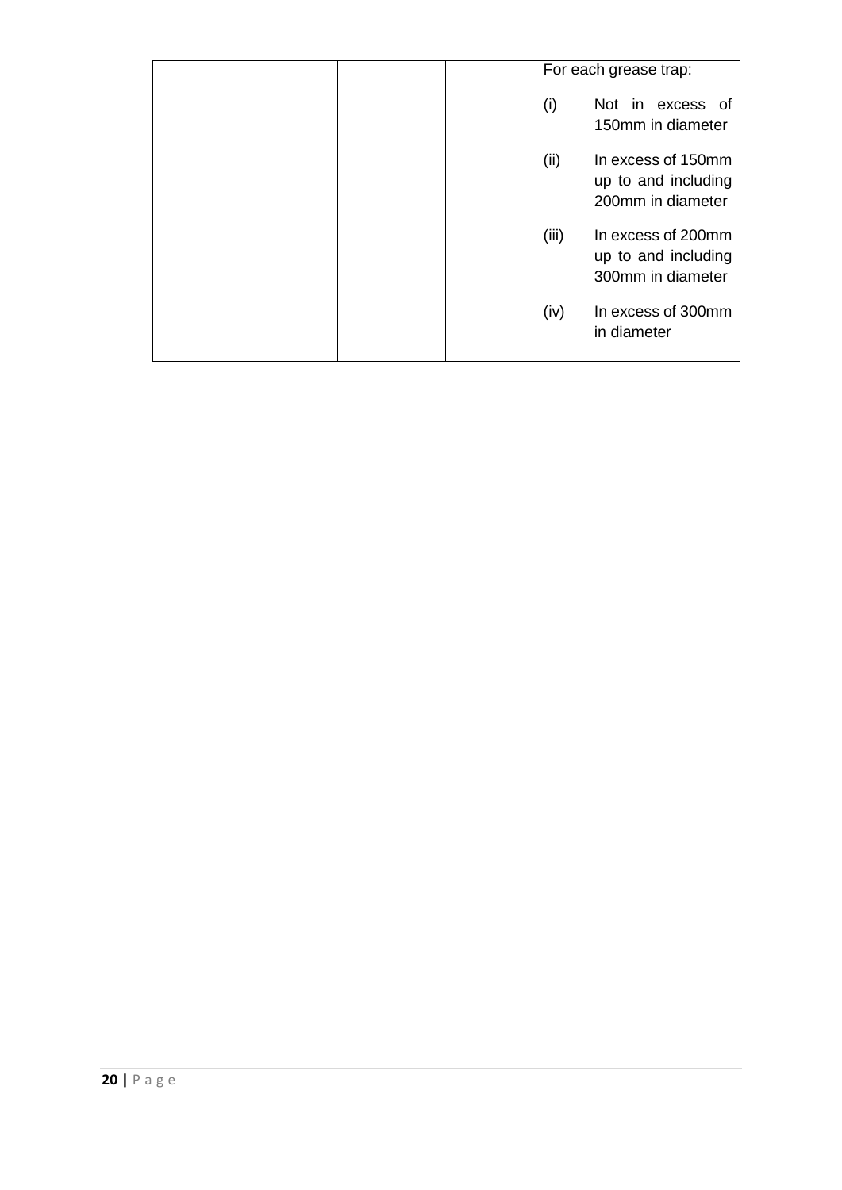| | | | |
|---|---|---|---|
| | | | For each grease trap:<br><br>(i) Not in excess of 150mm in diameter<br><br>(ii) In excess of 150mm up to and including 200mm in diameter<br><br>(iii) In excess of 200mm up to and including 300mm in diameter<br><br>(iv) In excess of 300mm in diameter |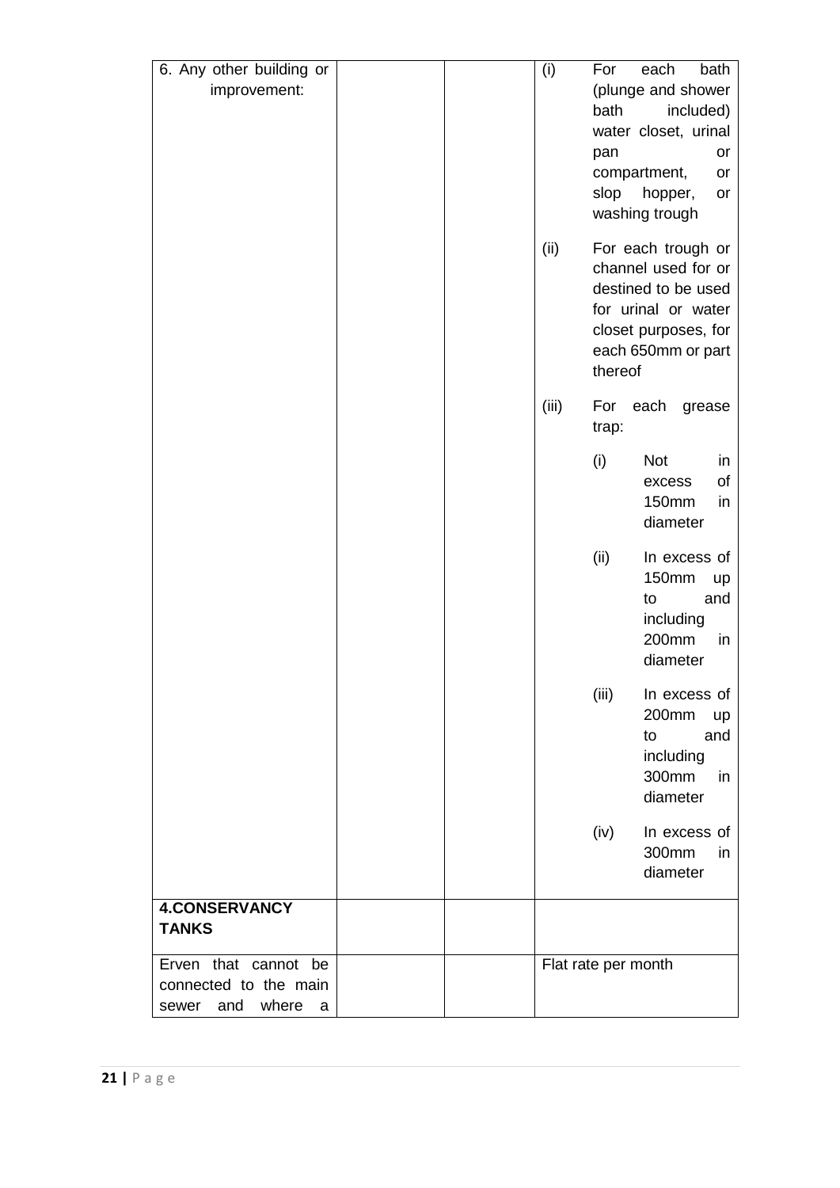| | | | |
|---|---|---|---|
| 6. Any other building or improvement: | | | (i) For each bath (plunge and shower bath included) water closet, urinal pan or compartment, or slop hopper, or washing trough |
| | | | (ii) For each trough or channel used for or destined to be used for urinal or water closet purposes, for each 650mm or part thereof |
| | | | (iii) For each grease trap: |
| | | | (i) Not in excess of 150mm in diameter |
| | | | (ii) In excess of 150mm up to and including 200mm in diameter |
| | | | (iii) In excess of 200mm up to and including 300mm in diameter |
| | | | (iv) In excess of 300mm in diameter |
| **4.CONSERVANCY TANKS** | | | |
| Erven that cannot be connected to the main sewer and where a | | | Flat rate per month |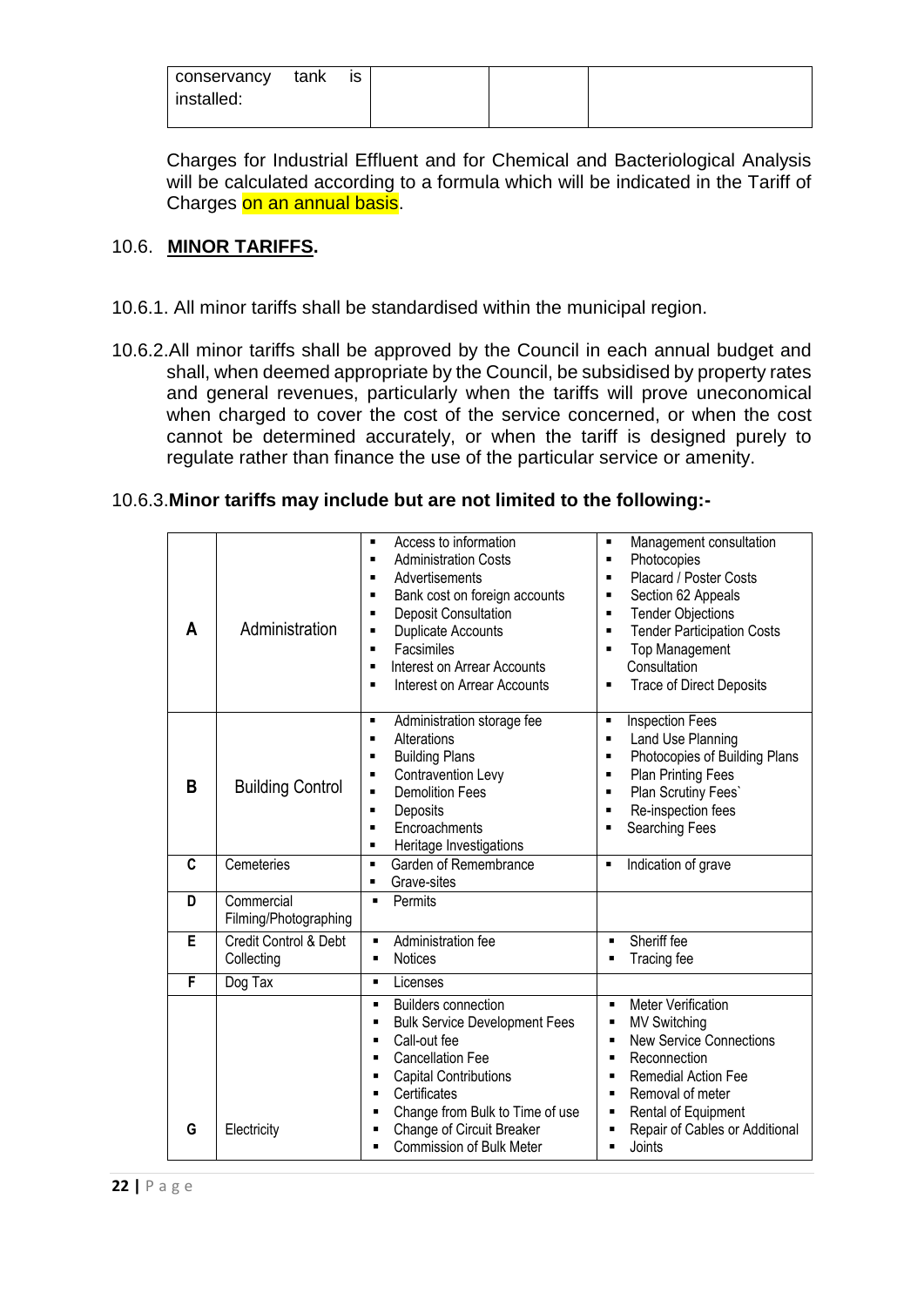| conservancy tank is installed: | | | |
|---|---|---|---|

Charges for Industrial Effluent and for Chemical and Bacteriological Analysis will be calculated according to a formula which will be indicated in the Tariff of Charges on an annual basis.

## 10.6. MINOR TARIFFS.

10.6.1. All minor tariffs shall be standardised within the municipal region.

10.6.2. All minor tariffs shall be approved by the Council in each annual budget and shall, when deemed appropriate by the Council, be subsidised by property rates and general revenues, particularly when the tariffs will prove uneconomical when charged to cover the cost of the service concerned, or when the cost cannot be determined accurately, or when the tariff is designed purely to regulate rather than finance the use of the particular service or amenity.

10.6.3. **Minor tariffs may include but are not limited to the following:-**

| | | | |
|---|---|---|---|
| **A** | Administration | ▪ Access to information<br>▪ Administration Costs<br>▪ Advertisements<br>▪ Bank cost on foreign accounts<br>▪ Deposit Consultation<br>▪ Duplicate Accounts<br>▪ Facsimiles<br>▪ Interest on Arrear Accounts<br>▪ Interest on Arrear Accounts | ▪ Management consultation<br>▪ Photocopies<br>▪ Placard / Poster Costs<br>▪ Section 62 Appeals<br>▪ Tender Objections<br>▪ Tender Participation Costs<br>▪ Top Management Consultation<br>▪ Trace of Direct Deposits |
| **B** | Building Control | ▪ Administration storage fee<br>▪ Alterations<br>▪ Building Plans<br>▪ Contravention Levy<br>▪ Demolition Fees<br>▪ Deposits<br>▪ Encroachments<br>▪ Heritage Investigations | ▪ Inspection Fees<br>▪ Land Use Planning<br>▪ Photocopies of Building Plans<br>▪ Plan Printing Fees<br>▪ Plan Scrutiny Fees`<br>▪ Re-inspection fees<br>▪ Searching Fees |
| **C** | Cemeteries | ▪ Garden of Remembrance<br>▪ Grave-sites | ▪ Indication of grave |
| **D** | Commercial Filming/Photographing | ▪ Permits | |
| **E** | Credit Control & Debt Collecting | ▪ Administration fee<br>▪ Notices | ▪ Sheriff fee<br>▪ Tracing fee |
| **F** | Dog Tax | ▪ Licenses | |
| **G** | Electricity | ▪ Builders connection<br>▪ Bulk Service Development Fees<br>▪ Call-out fee<br>▪ Cancellation Fee<br>▪ Capital Contributions<br>▪ Certificates<br>▪ Change from Bulk to Time of use<br>▪ Change of Circuit Breaker<br>▪ Commission of Bulk Meter | ▪ Meter Verification<br>▪ MV Switching<br>▪ New Service Connections<br>▪ Reconnection<br>▪ Remedial Action Fee<br>▪ Removal of meter<br>▪ Rental of Equipment<br>▪ Repair of Cables or Additional Joints |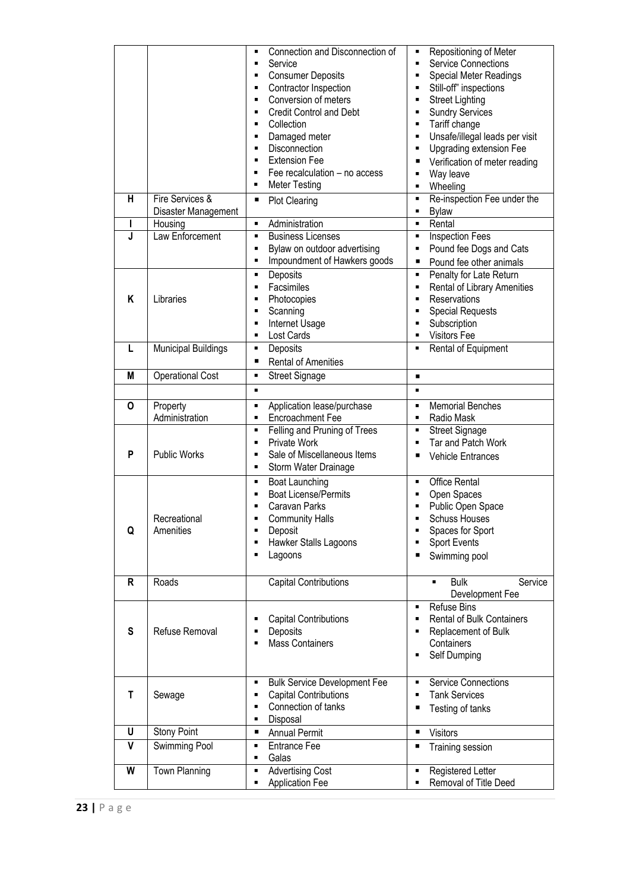| | | | |
|---|---|---|---|
| | | ▪ Connection and Disconnection of<br>▪ Service<br>▪ Consumer Deposits<br>▪ Contractor Inspection<br>▪ Conversion of meters<br>▪ Credit Control and Debt<br>▪ Collection<br>▪ Damaged meter<br>▪ Disconnection<br>▪ Extension Fee<br>▪ Fee recalculation – no access<br>▪ Meter Testing | ▪ Repositioning of Meter<br>▪ Service Connections<br>▪ Special Meter Readings<br>▪ Still-off" inspections<br>▪ Street Lighting<br>▪ Sundry Services<br>▪ Tariff change<br>▪ Unsafe/illegal leads per visit<br>▪ Upgrading extension Fee<br>▪ Verification of meter reading<br>▪ Way leave<br>▪ Wheeling |
| H | Fire Services & Disaster Management | ▪ Plot Clearing | ▪ Re-inspection Fee under the<br>▪ Bylaw |
| I | Housing | ▪ Administration | ▪ Rental |
| J | Law Enforcement | ▪ Business Licenses<br>▪ Bylaw on outdoor advertising<br>▪ Impoundment of Hawkers goods | ▪ Inspection Fees<br>▪ Pound fee Dogs and Cats<br>▪ Pound fee other animals |
| K | Libraries | ▪ Deposits<br>▪ Facsimiles<br>▪ Photocopies<br>▪ Scanning<br>▪ Internet Usage<br>▪ Lost Cards | ▪ Penalty for Late Return<br>▪ Rental of Library Amenities<br>▪ Reservations<br>▪ Special Requests<br>▪ Subscription<br>▪ Visitors Fee |
| L | Municipal Buildings | ▪ Deposits<br>▪ Rental of Amenities | ▪ Rental of Equipment |
| M | Operational Cost | ▪ Street Signage | ▪ |
| | | ▪ | ▪ |
| O | Property Administration | ▪ Application lease/purchase<br>▪ Encroachment Fee | ▪ Memorial Benches<br>▪ Radio Mask |
| P | Public Works | ▪ Felling and Pruning of Trees<br>▪ Private Work<br>▪ Sale of Miscellaneous Items<br>▪ Storm Water Drainage | ▪ Street Signage<br>▪ Tar and Patch Work<br>▪ Vehicle Entrances |
| Q | Recreational Amenities | ▪ Boat Launching<br>▪ Boat License/Permits<br>▪ Caravan Parks<br>▪ Community Halls<br>▪ Deposit<br>▪ Hawker Stalls Lagoons<br>▪ Lagoons | ▪ Office Rental<br>▪ Open Spaces<br>▪ Public Open Space<br>▪ Schuss Houses<br>▪ Spaces for Sport<br>▪ Sport Events<br>▪ Swimming pool |
| R | Roads | Capital Contributions | ▪ Bulk Service Development Fee |
| S | Refuse Removal | ▪ Capital Contributions<br>▪ Deposits<br>▪ Mass Containers | ▪ Refuse Bins<br>▪ Rental of Bulk Containers<br>▪ Replacement of Bulk Containers<br>▪ Self Dumping |
| T | Sewage | ▪ Bulk Service Development Fee<br>▪ Capital Contributions<br>▪ Connection of tanks<br>▪ Disposal | ▪ Service Connections<br>▪ Tank Services<br>▪ Testing of tanks |
| U | Stony Point | ▪ Annual Permit | ▪ Visitors |
| V | Swimming Pool | ▪ Entrance Fee<br>▪ Galas | ▪ Training session |
| W | Town Planning | ▪ Advertising Cost<br>▪ Application Fee | ▪ Registered Letter<br>▪ Removal of Title Deed |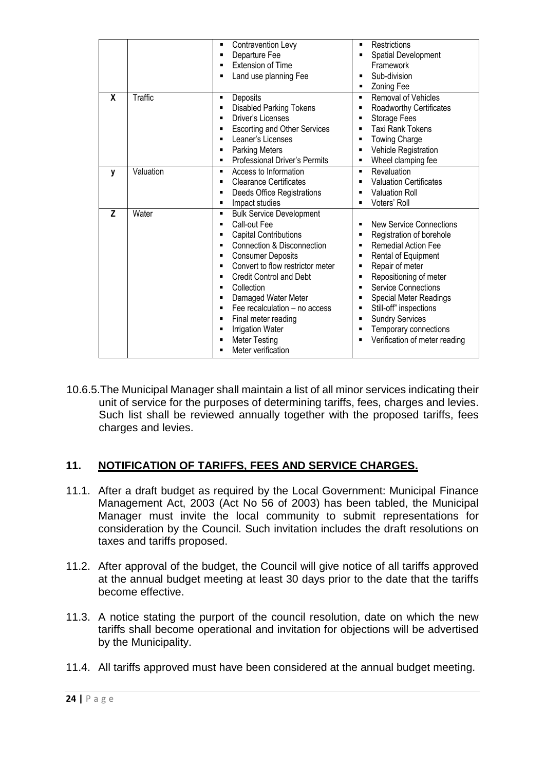| | | | |
|---|---|---|---|
| | | ▪ Contravention Levy<br>▪ Departure Fee<br>▪ Extension of Time<br>▪ Land use planning Fee | ▪ Restrictions<br>▪ Spatial Development Framework<br>▪ Sub-division<br>▪ Zoning Fee |
| **X** | Traffic | ▪ Deposits<br>▪ Disabled Parking Tokens<br>▪ Driver's Licenses<br>▪ Escorting and Other Services<br>▪ Leaner's Licenses<br>▪ Parking Meters<br>▪ Professional Driver's Permits | ▪ Removal of Vehicles<br>▪ Roadworthy Certificates<br>▪ Storage Fees<br>▪ Taxi Rank Tokens<br>▪ Towing Charge<br>▪ Vehicle Registration<br>▪ Wheel clamping fee |
| **y** | Valuation | ▪ Access to Information<br>▪ Clearance Certificates<br>▪ Deeds Office Registrations<br>▪ Impact studies | ▪ Revaluation<br>▪ Valuation Certificates<br>▪ Valuation Roll<br>▪ Voters' Roll |
| **Z** | Water | ▪ Bulk Service Development<br>▪ Call-out Fee<br>▪ Capital Contributions<br>▪ Connection & Disconnection<br>▪ Consumer Deposits<br>▪ Convert to flow restrictor meter<br>▪ Credit Control and Debt<br>▪ Collection<br>▪ Damaged Water Meter<br>▪ Fee recalculation – no access<br>▪ Final meter reading<br>▪ Irrigation Water<br>▪ Meter Testing<br>▪ Meter verification | ▪ New Service Connections<br>▪ Registration of borehole<br>▪ Remedial Action Fee<br>▪ Rental of Equipment<br>▪ Repair of meter<br>▪ Repositioning of meter<br>▪ Service Connections<br>▪ Special Meter Readings<br>▪ Still-off" inspections<br>▪ Sundry Services<br>▪ Temporary connections<br>▪ Verification of meter reading |

10.6.5. The Municipal Manager shall maintain a list of all minor services indicating their unit of service for the purposes of determining tariffs, fees, charges and levies. Such list shall be reviewed annually together with the proposed tariffs, fees charges and levies.

## 11. NOTIFICATION OF TARIFFS, FEES AND SERVICE CHARGES.

11.1. After a draft budget as required by the Local Government: Municipal Finance Management Act, 2003 (Act No 56 of 2003) has been tabled, the Municipal Manager must invite the local community to submit representations for consideration by the Council. Such invitation includes the draft resolutions on taxes and tariffs proposed.

11.2. After approval of the budget, the Council will give notice of all tariffs approved at the annual budget meeting at least 30 days prior to the date that the tariffs become effective.

11.3. A notice stating the purport of the council resolution, date on which the new tariffs shall become operational and invitation for objections will be advertised by the Municipality.

11.4. All tariffs approved must have been considered at the annual budget meeting.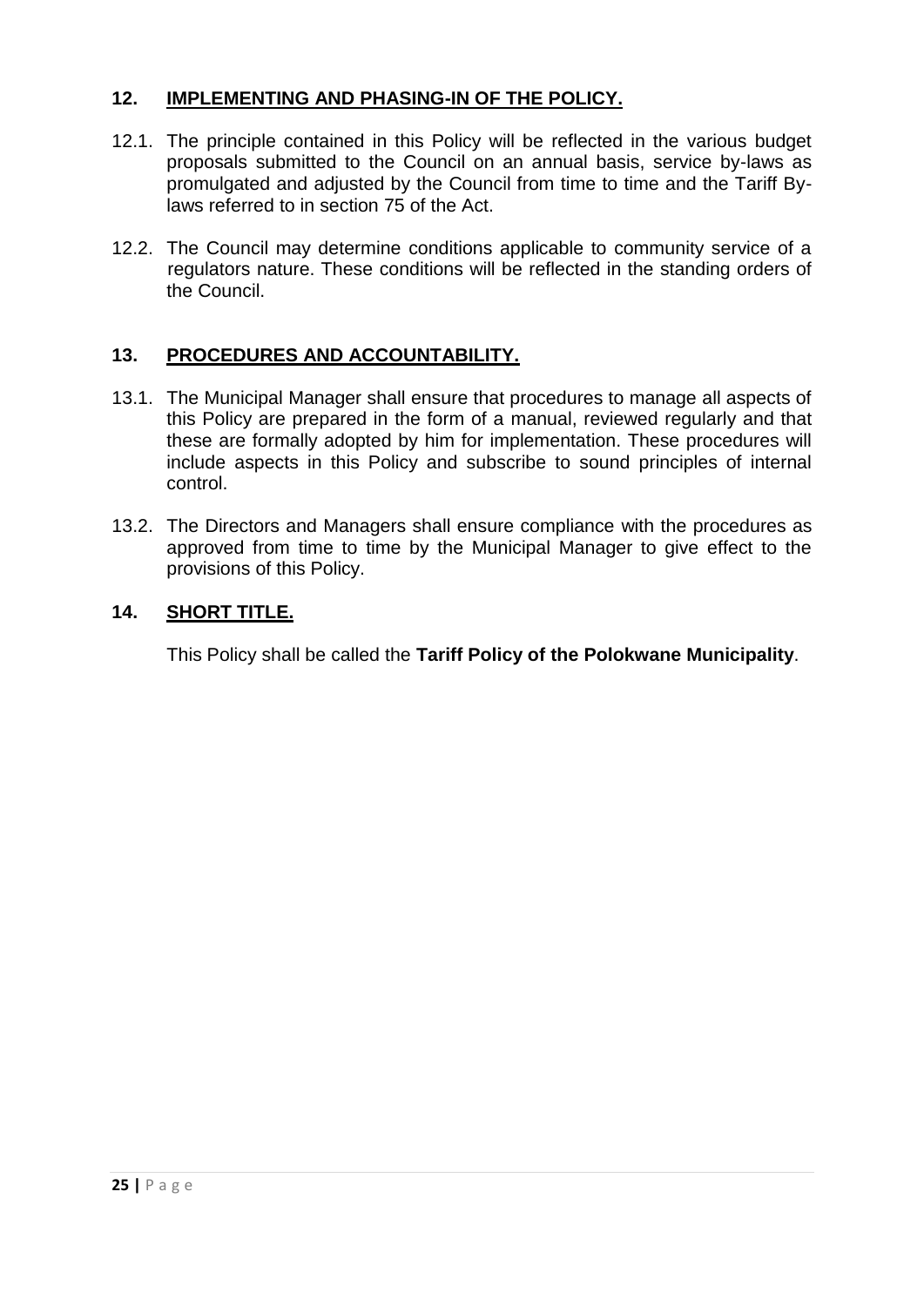## 12. IMPLEMENTING AND PHASING-IN OF THE POLICY.

12.1. The principle contained in this Policy will be reflected in the various budget proposals submitted to the Council on an annual basis, service by-laws as promulgated and adjusted by the Council from time to time and the Tariff By-laws referred to in section 75 of the Act.

12.2. The Council may determine conditions applicable to community service of a regulators nature. These conditions will be reflected in the standing orders of the Council.

## 13. PROCEDURES AND ACCOUNTABILITY.

13.1. The Municipal Manager shall ensure that procedures to manage all aspects of this Policy are prepared in the form of a manual, reviewed regularly and that these are formally adopted by him for implementation. These procedures will include aspects in this Policy and subscribe to sound principles of internal control.

13.2. The Directors and Managers shall ensure compliance with the procedures as approved from time to time by the Municipal Manager to give effect to the provisions of this Policy.

## 14. SHORT TITLE.

This Policy shall be called the **Tariff Policy of the Polokwane Municipality**.